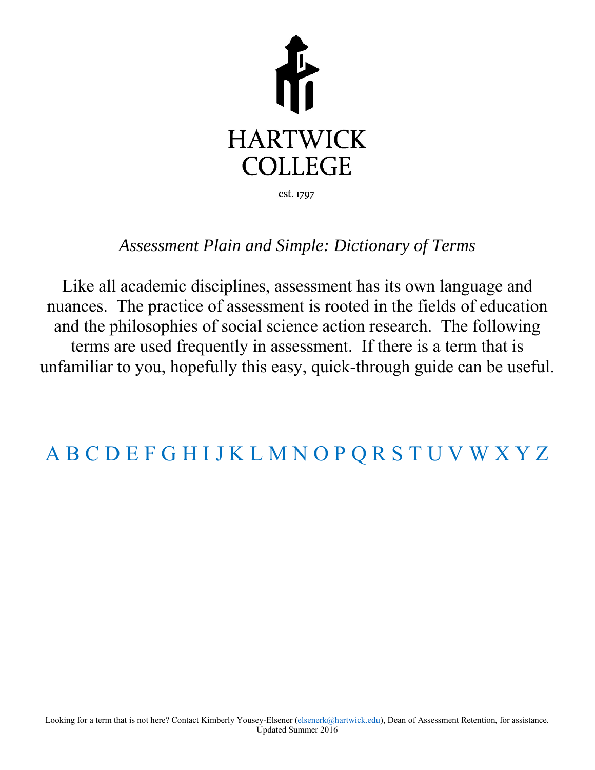HARTWICK
COLLEGE

est. 1797

*Assessment Plain and Simple: Dictionary of Terms*

Like all academic disciplines, assessment has its own language and nuances. The practice of assessment is rooted in the fields of education and the philosophies of social science action research. The following terms are used frequently in assessment. If there is a term that is unfamiliar to you, hopefully this easy, quick-through guide can be useful.

A B C D E F G H I J K L M N O P Q R S T U V W X Y Z

Looking for a term that is not here? Contact Kimberly Yousey-Elsener (elsenerk@hartwick.edu), Dean of Assessment Retention, for assistance.
Updated Summer 2016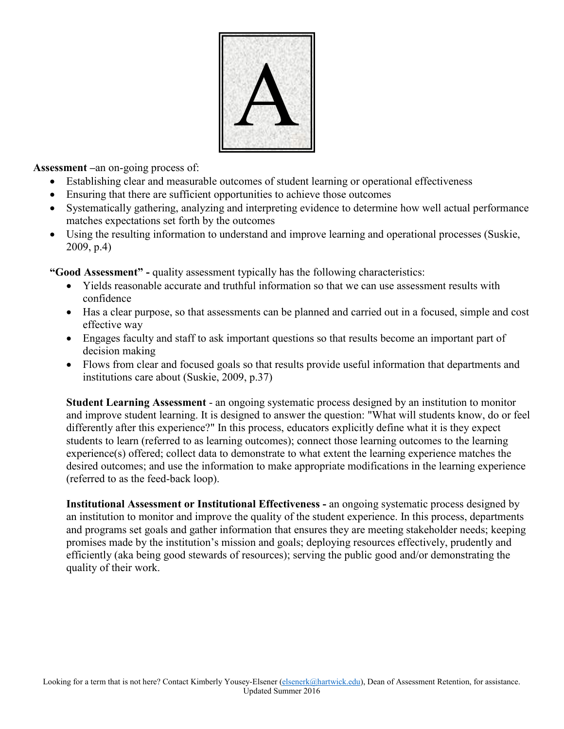# A

**Assessment** –an on-going process of:

- Establishing clear and measurable outcomes of student learning or operational effectiveness
- Ensuring that there are sufficient opportunities to achieve those outcomes
- Systematically gathering, analyzing and interpreting evidence to determine how well actual performance matches expectations set forth by the outcomes
- Using the resulting information to understand and improve learning and operational processes (Suskie, 2009, p.4)

**"Good Assessment" -** quality assessment typically has the following characteristics:

- Yields reasonable accurate and truthful information so that we can use assessment results with confidence
- Has a clear purpose, so that assessments can be planned and carried out in a focused, simple and cost effective way
- Engages faculty and staff to ask important questions so that results become an important part of decision making
- Flows from clear and focused goals so that results provide useful information that departments and institutions care about (Suskie, 2009, p.37)

**Student Learning Assessment** - an ongoing systematic process designed by an institution to monitor and improve student learning. It is designed to answer the question: "What will students know, do or feel differently after this experience?" In this process, educators explicitly define what it is they expect students to learn (referred to as learning outcomes); connect those learning outcomes to the learning experience(s) offered; collect data to demonstrate to what extent the learning experience matches the desired outcomes; and use the information to make appropriate modifications in the learning experience (referred to as the feed-back loop).

**Institutional Assessment or Institutional Effectiveness -** an ongoing systematic process designed by an institution to monitor and improve the quality of the student experience. In this process, departments and programs set goals and gather information that ensures they are meeting stakeholder needs; keeping promises made by the institution's mission and goals; deploying resources effectively, prudently and efficiently (aka being good stewards of resources); serving the public good and/or demonstrating the quality of their work.

Looking for a term that is not here? Contact Kimberly Yousey-Elsener (elsenerk@hartwick.edu), Dean of Assessment Retention, for assistance.
Updated Summer 2016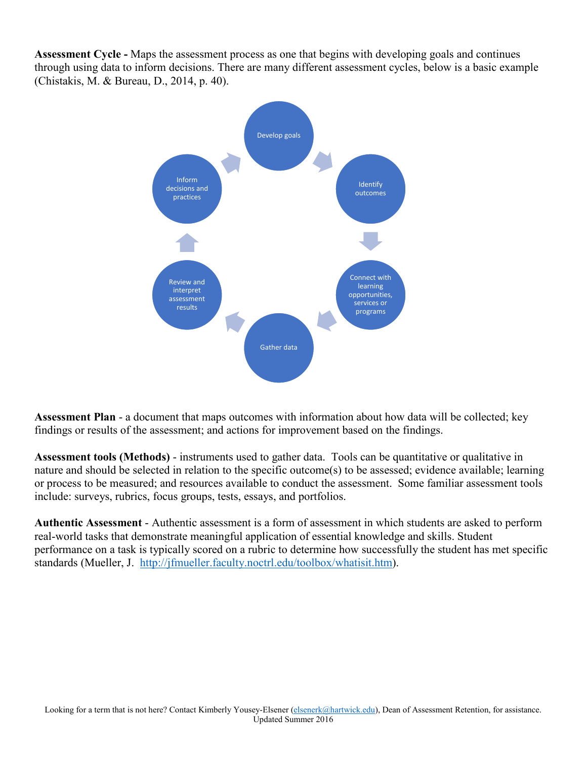**Assessment Cycle -** Maps the assessment process as one that begins with developing goals and continues through using data to inform decisions. There are many different assessment cycles, below is a basic example (Chistakis, M. & Bureau, D., 2014, p. 40).

Develop goals → Identify outcomes → Connect with learning opportunities, services or programs → Gather data → Review and interpret assessment results → Inform decisions and practices → (back to Develop goals)

**Assessment Plan** - a document that maps outcomes with information about how data will be collected; key findings or results of the assessment; and actions for improvement based on the findings.

**Assessment tools (Methods)** - instruments used to gather data. Tools can be quantitative or qualitative in nature and should be selected in relation to the specific outcome(s) to be assessed; evidence available; learning or process to be measured; and resources available to conduct the assessment. Some familiar assessment tools include: surveys, rubrics, focus groups, tests, essays, and portfolios.

**Authentic Assessment** - Authentic assessment is a form of assessment in which students are asked to perform real-world tasks that demonstrate meaningful application of essential knowledge and skills. Student performance on a task is typically scored on a rubric to determine how successfully the student has met specific standards (Mueller, J. http://jfmueller.faculty.noctrl.edu/toolbox/whatisit.htm).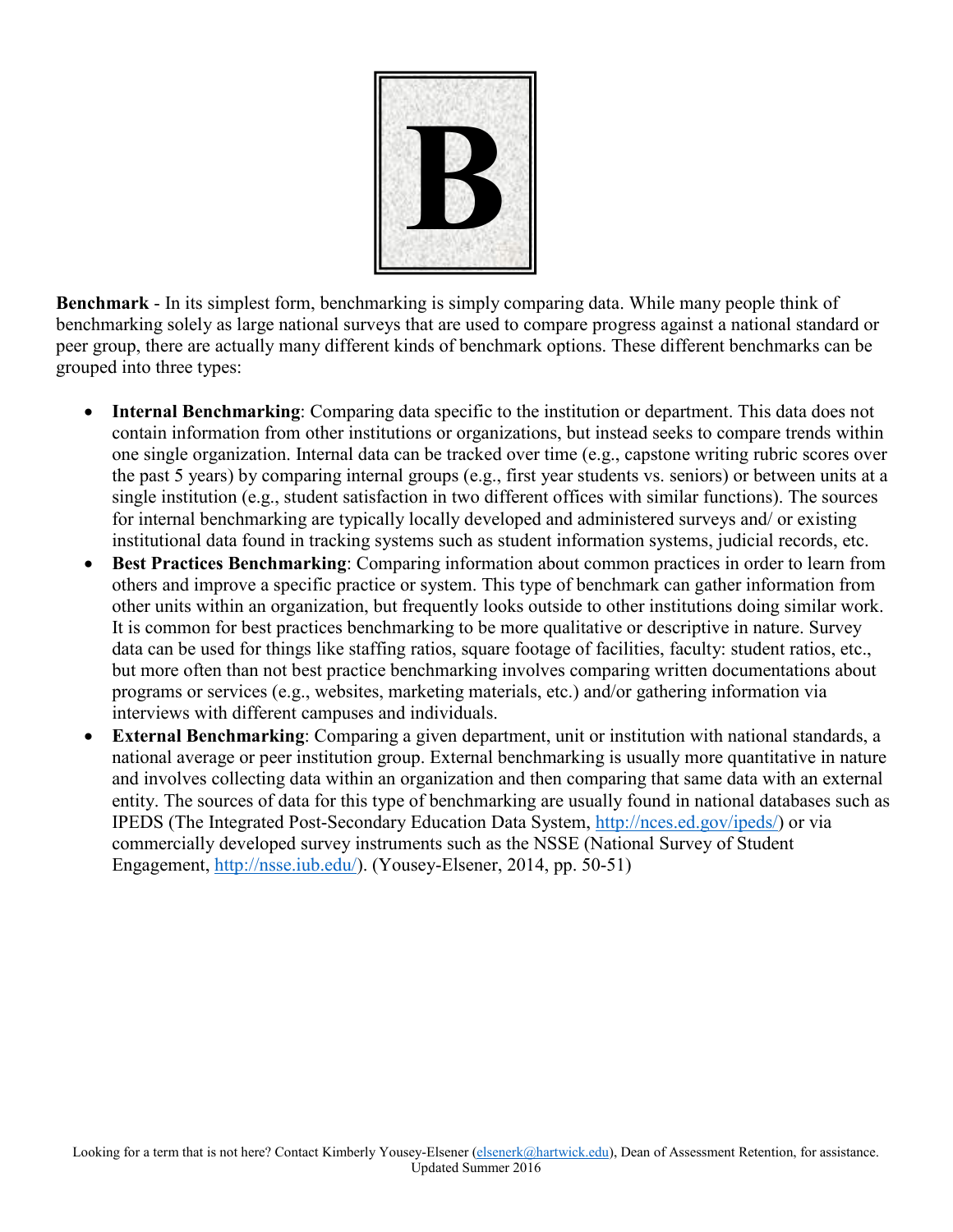# B

**Benchmark** - In its simplest form, benchmarking is simply comparing data. While many people think of benchmarking solely as large national surveys that are used to compare progress against a national standard or peer group, there are actually many different kinds of benchmark options. These different benchmarks can be grouped into three types:

- **Internal Benchmarking**: Comparing data specific to the institution or department. This data does not contain information from other institutions or organizations, but instead seeks to compare trends within one single organization. Internal data can be tracked over time (e.g., capstone writing rubric scores over the past 5 years) by comparing internal groups (e.g., first year students vs. seniors) or between units at a single institution (e.g., student satisfaction in two different offices with similar functions). The sources for internal benchmarking are typically locally developed and administered surveys and/ or existing institutional data found in tracking systems such as student information systems, judicial records, etc.
- **Best Practices Benchmarking**: Comparing information about common practices in order to learn from others and improve a specific practice or system. This type of benchmark can gather information from other units within an organization, but frequently looks outside to other institutions doing similar work. It is common for best practices benchmarking to be more qualitative or descriptive in nature. Survey data can be used for things like staffing ratios, square footage of facilities, faculty: student ratios, etc., but more often than not best practice benchmarking involves comparing written documentations about programs or services (e.g., websites, marketing materials, etc.) and/or gathering information via interviews with different campuses and individuals.
- **External Benchmarking**: Comparing a given department, unit or institution with national standards, a national average or peer institution group. External benchmarking is usually more quantitative in nature and involves collecting data within an organization and then comparing that same data with an external entity. The sources of data for this type of benchmarking are usually found in national databases such as IPEDS (The Integrated Post-Secondary Education Data System, http://nces.ed.gov/ipeds/) or via commercially developed survey instruments such as the NSSE (National Survey of Student Engagement, http://nsse.iub.edu/). (Yousey-Elsener, 2014, pp. 50-51)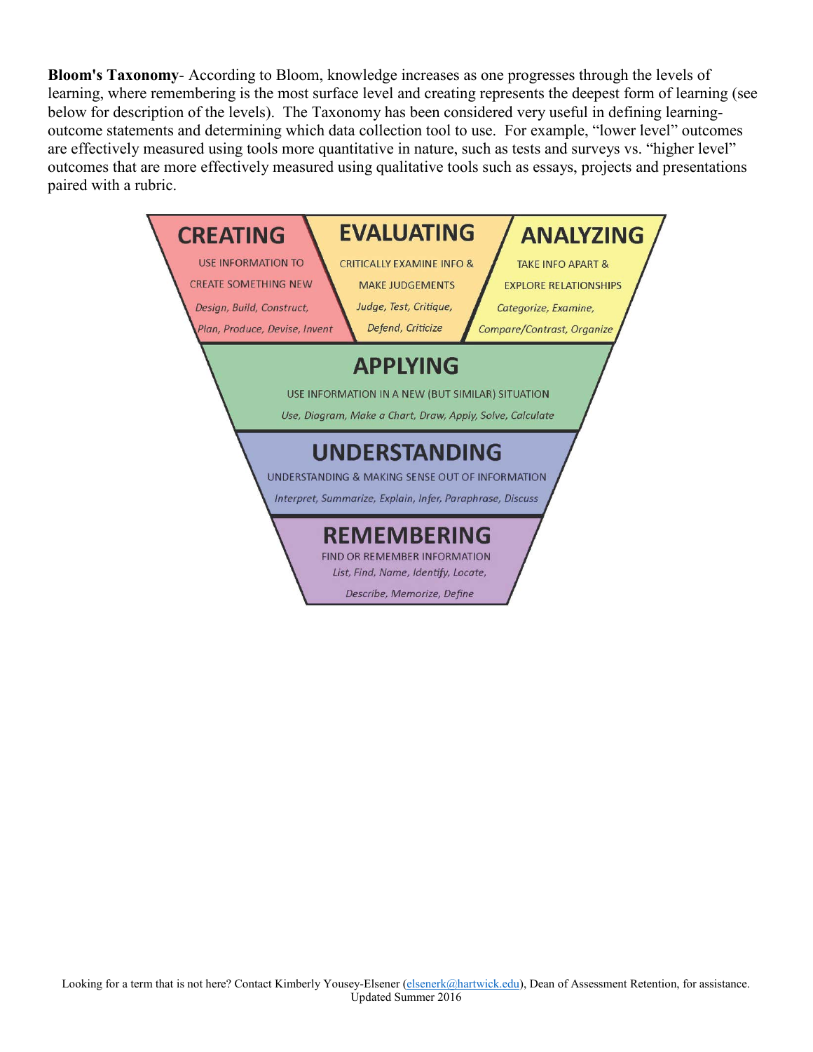**Bloom's Taxonomy**- According to Bloom, knowledge increases as one progresses through the levels of learning, where remembering is the most surface level and creating represents the deepest form of learning (see below for description of the levels). The Taxonomy has been considered very useful in defining learning-outcome statements and determining which data collection tool to use. For example, "lower level" outcomes are effectively measured using tools more quantitative in nature, such as tests and surveys vs. "higher level" outcomes that are more effectively measured using qualitative tools such as essays, projects and presentations paired with a rubric.

**CREATING**
USE INFORMATION TO CREATE SOMETHING NEW
*Design, Build, Construct, Plan, Produce, Devise, Invent*

**EVALUATING**
CRITICALLY EXAMINE INFO & MAKE JUDGEMENTS
*Judge, Test, Critique, Defend, Criticize*

**ANALYZING**
TAKE INFO APART & EXPLORE RELATIONSHIPS
*Categorize, Examine, Compare/Contrast, Organize*

**APPLYING**
USE INFORMATION IN A NEW (BUT SIMILAR) SITUATION
*Use, Diagram, Make a Chart, Draw, Apply, Solve, Calculate*

**UNDERSTANDING**
UNDERSTANDING & MAKING SENSE OUT OF INFORMATION
*Interpret, Summarize, Explain, Infer, Paraphrase, Discuss*

**REMEMBERING**
FIND OR REMEMBER INFORMATION
*List, Find, Name, Identify, Locate, Describe, Memorize, Define*

Looking for a term that is not here? Contact Kimberly Yousey-Elsener (elsenerk@hartwick.edu), Dean of Assessment Retention, for assistance.
Updated Summer 2016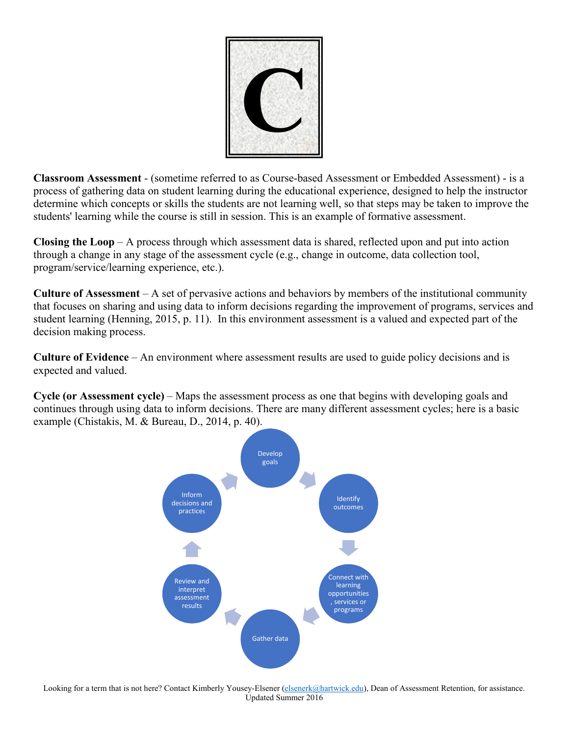# C

**Classroom Assessment** - (sometime referred to as Course-based Assessment or Embedded Assessment) - is a process of gathering data on student learning during the educational experience, designed to help the instructor determine which concepts or skills the students are not learning well, so that steps may be taken to improve the students' learning while the course is still in session. This is an example of formative assessment.

**Closing the Loop** – A process through which assessment data is shared, reflected upon and put into action through a change in any stage of the assessment cycle (e.g., change in outcome, data collection tool, program/service/learning experience, etc.).

**Culture of Assessment** – A set of pervasive actions and behaviors by members of the institutional community that focuses on sharing and using data to inform decisions regarding the improvement of programs, services and student learning (Henning, 2015, p. 11). In this environment assessment is a valued and expected part of the decision making process.

**Culture of Evidence** – An environment where assessment results are used to guide policy decisions and is expected and valued.

**Cycle (or Assessment cycle)** – Maps the assessment process as one that begins with developing goals and continues through using data to inform decisions. There are many different assessment cycles; here is a basic example (Chistakis, M. & Bureau, D., 2014, p. 40).

Develop goals → Identify outcomes → Connect with learning opportunities, services or programs → Gather data → Review and interpret assessment results → Inform decisions and practices → (back to Develop goals)

Looking for a term that is not here? Contact Kimberly Yousey-Elsener (elsenerk@hartwick.edu), Dean of Assessment Retention, for assistance.
Updated Summer 2016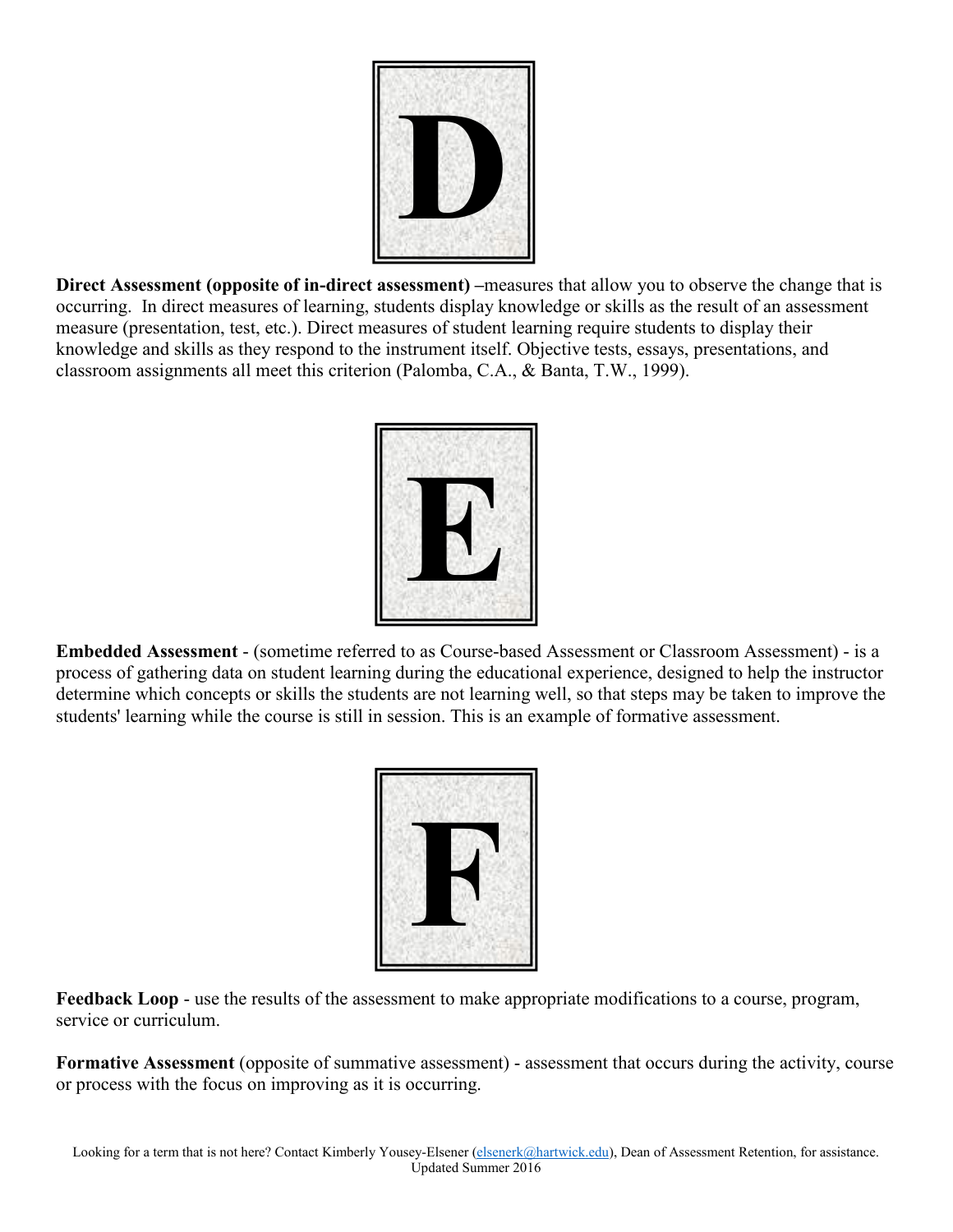# D

**Direct Assessment (opposite of in-direct assessment) –**measures that allow you to observe the change that is occurring. In direct measures of learning, students display knowledge or skills as the result of an assessment measure (presentation, test, etc.). Direct measures of student learning require students to display their knowledge and skills as they respond to the instrument itself. Objective tests, essays, presentations, and classroom assignments all meet this criterion (Palomba, C.A., & Banta, T.W., 1999).

# E

**Embedded Assessment** - (sometime referred to as Course-based Assessment or Classroom Assessment) - is a process of gathering data on student learning during the educational experience, designed to help the instructor determine which concepts or skills the students are not learning well, so that steps may be taken to improve the students' learning while the course is still in session. This is an example of formative assessment.

# F

**Feedback Loop** - use the results of the assessment to make appropriate modifications to a course, program, service or curriculum.

**Formative Assessment** (opposite of summative assessment) - assessment that occurs during the activity, course or process with the focus on improving as it is occurring.

Looking for a term that is not here? Contact Kimberly Yousey-Elsener (elsenerk@hartwick.edu), Dean of Assessment Retention, for assistance.
Updated Summer 2016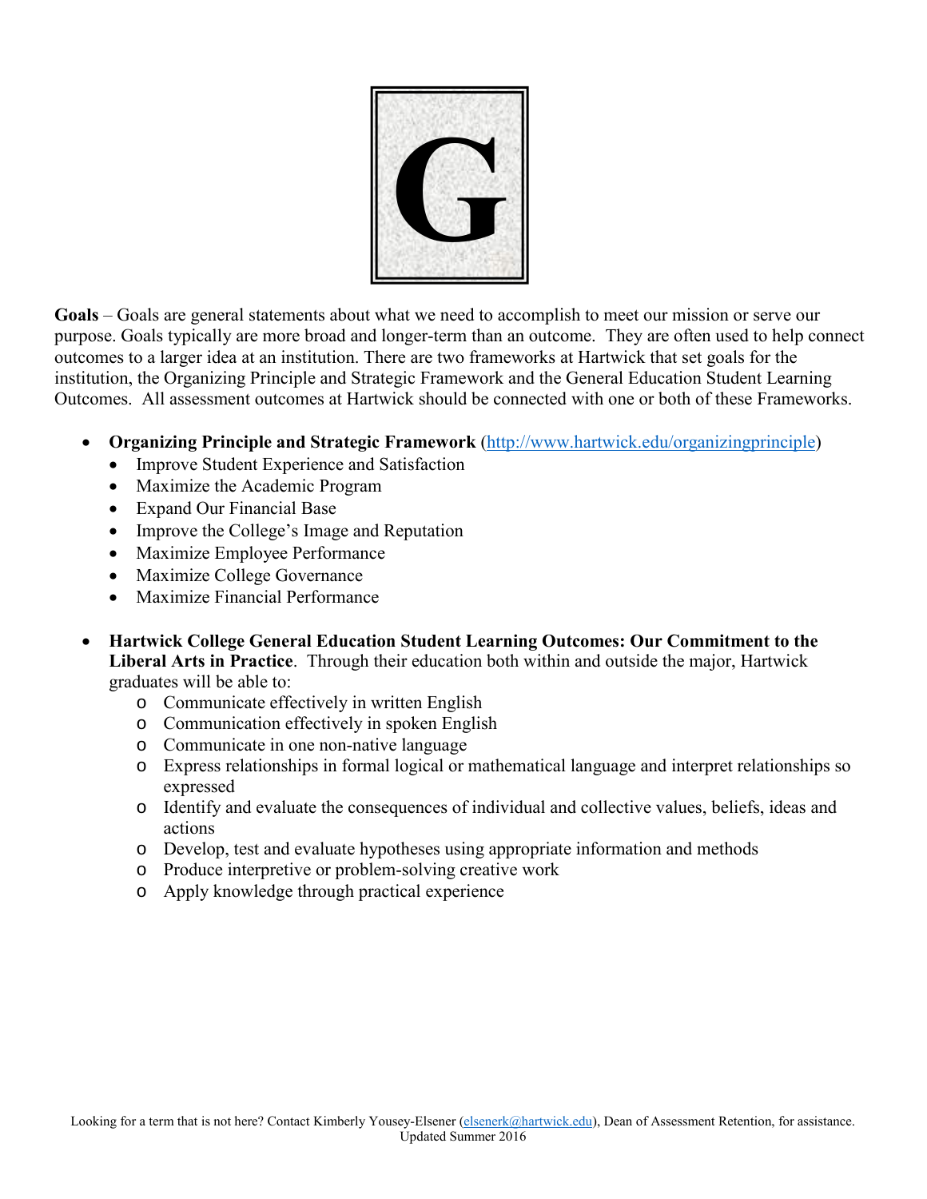# G

**Goals** – Goals are general statements about what we need to accomplish to meet our mission or serve our purpose. Goals typically are more broad and longer-term than an outcome. They are often used to help connect outcomes to a larger idea at an institution. There are two frameworks at Hartwick that set goals for the institution, the Organizing Principle and Strategic Framework and the General Education Student Learning Outcomes. All assessment outcomes at Hartwick should be connected with one or both of these Frameworks.

- **Organizing Principle and Strategic Framework** (http://www.hartwick.edu/organizingprinciple)
  - Improve Student Experience and Satisfaction
  - Maximize the Academic Program
  - Expand Our Financial Base
  - Improve the College's Image and Reputation
  - Maximize Employee Performance
  - Maximize College Governance
  - Maximize Financial Performance

- **Hartwick College General Education Student Learning Outcomes: Our Commitment to the Liberal Arts in Practice**. Through their education both within and outside the major, Hartwick graduates will be able to:
  - Communicate effectively in written English
  - Communication effectively in spoken English
  - Communicate in one non-native language
  - Express relationships in formal logical or mathematical language and interpret relationships so expressed
  - Identify and evaluate the consequences of individual and collective values, beliefs, ideas and actions
  - Develop, test and evaluate hypotheses using appropriate information and methods
  - Produce interpretive or problem-solving creative work
  - Apply knowledge through practical experience

Looking for a term that is not here? Contact Kimberly Yousey-Elsener (elsenerk@hartwick.edu), Dean of Assessment Retention, for assistance.
Updated Summer 2016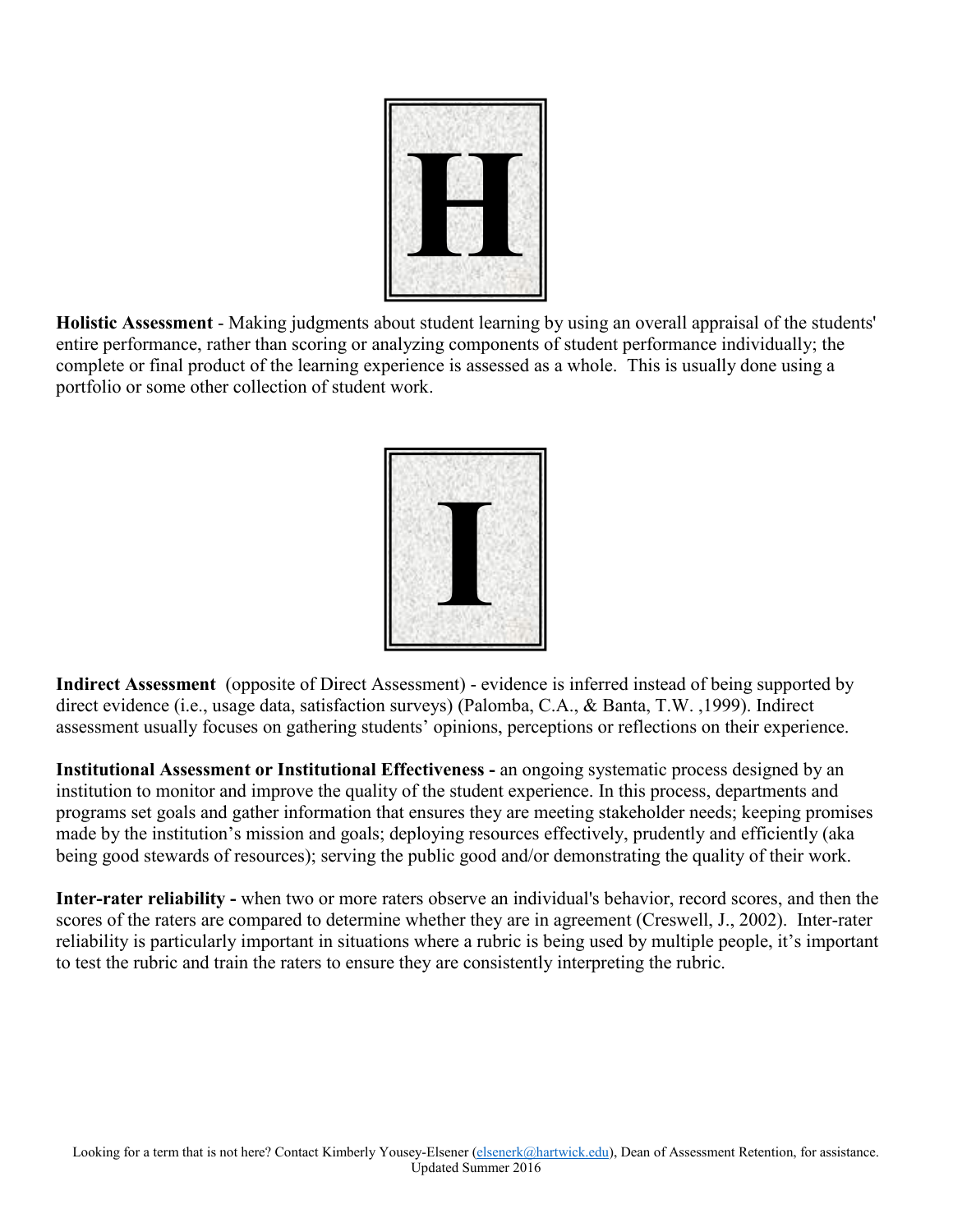# H

**Holistic Assessment** - Making judgments about student learning by using an overall appraisal of the students' entire performance, rather than scoring or analyzing components of student performance individually; the complete or final product of the learning experience is assessed as a whole. This is usually done using a portfolio or some other collection of student work.

# I

**Indirect Assessment** (opposite of Direct Assessment) - evidence is inferred instead of being supported by direct evidence (i.e., usage data, satisfaction surveys) (Palomba, C.A., & Banta, T.W. ,1999). Indirect assessment usually focuses on gathering students' opinions, perceptions or reflections on their experience.

**Institutional Assessment or Institutional Effectiveness -** an ongoing systematic process designed by an institution to monitor and improve the quality of the student experience. In this process, departments and programs set goals and gather information that ensures they are meeting stakeholder needs; keeping promises made by the institution's mission and goals; deploying resources effectively, prudently and efficiently (aka being good stewards of resources); serving the public good and/or demonstrating the quality of their work.

**Inter-rater reliability -** when two or more raters observe an individual's behavior, record scores, and then the scores of the raters are compared to determine whether they are in agreement (Creswell, J., 2002). Inter-rater reliability is particularly important in situations where a rubric is being used by multiple people, it's important to test the rubric and train the raters to ensure they are consistently interpreting the rubric.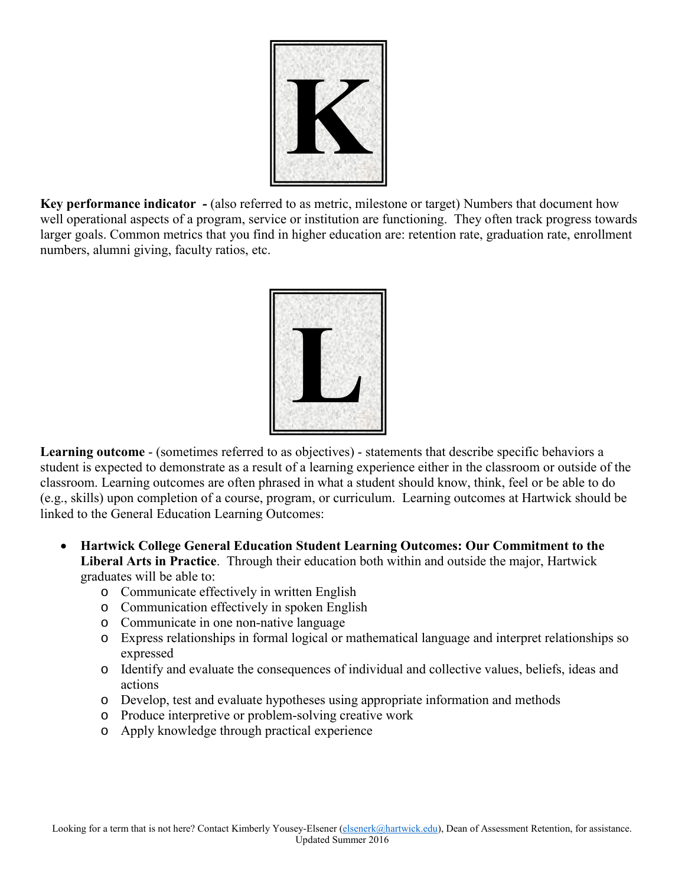# K

**Key performance indicator -** (also referred to as metric, milestone or target) Numbers that document how well operational aspects of a program, service or institution are functioning. They often track progress towards larger goals. Common metrics that you find in higher education are: retention rate, graduation rate, enrollment numbers, alumni giving, faculty ratios, etc.

# L

**Learning outcome** - (sometimes referred to as objectives) - statements that describe specific behaviors a student is expected to demonstrate as a result of a learning experience either in the classroom or outside of the classroom. Learning outcomes are often phrased in what a student should know, think, feel or be able to do (e.g., skills) upon completion of a course, program, or curriculum. Learning outcomes at Hartwick should be linked to the General Education Learning Outcomes:

- **Hartwick College General Education Student Learning Outcomes: Our Commitment to the Liberal Arts in Practice**. Through their education both within and outside the major, Hartwick graduates will be able to:
  - Communicate effectively in written English
  - Communication effectively in spoken English
  - Communicate in one non-native language
  - Express relationships in formal logical or mathematical language and interpret relationships so expressed
  - Identify and evaluate the consequences of individual and collective values, beliefs, ideas and actions
  - Develop, test and evaluate hypotheses using appropriate information and methods
  - Produce interpretive or problem-solving creative work
  - Apply knowledge through practical experience

Looking for a term that is not here? Contact Kimberly Yousey-Elsener (elsenerk@hartwick.edu), Dean of Assessment Retention, for assistance.
Updated Summer 2016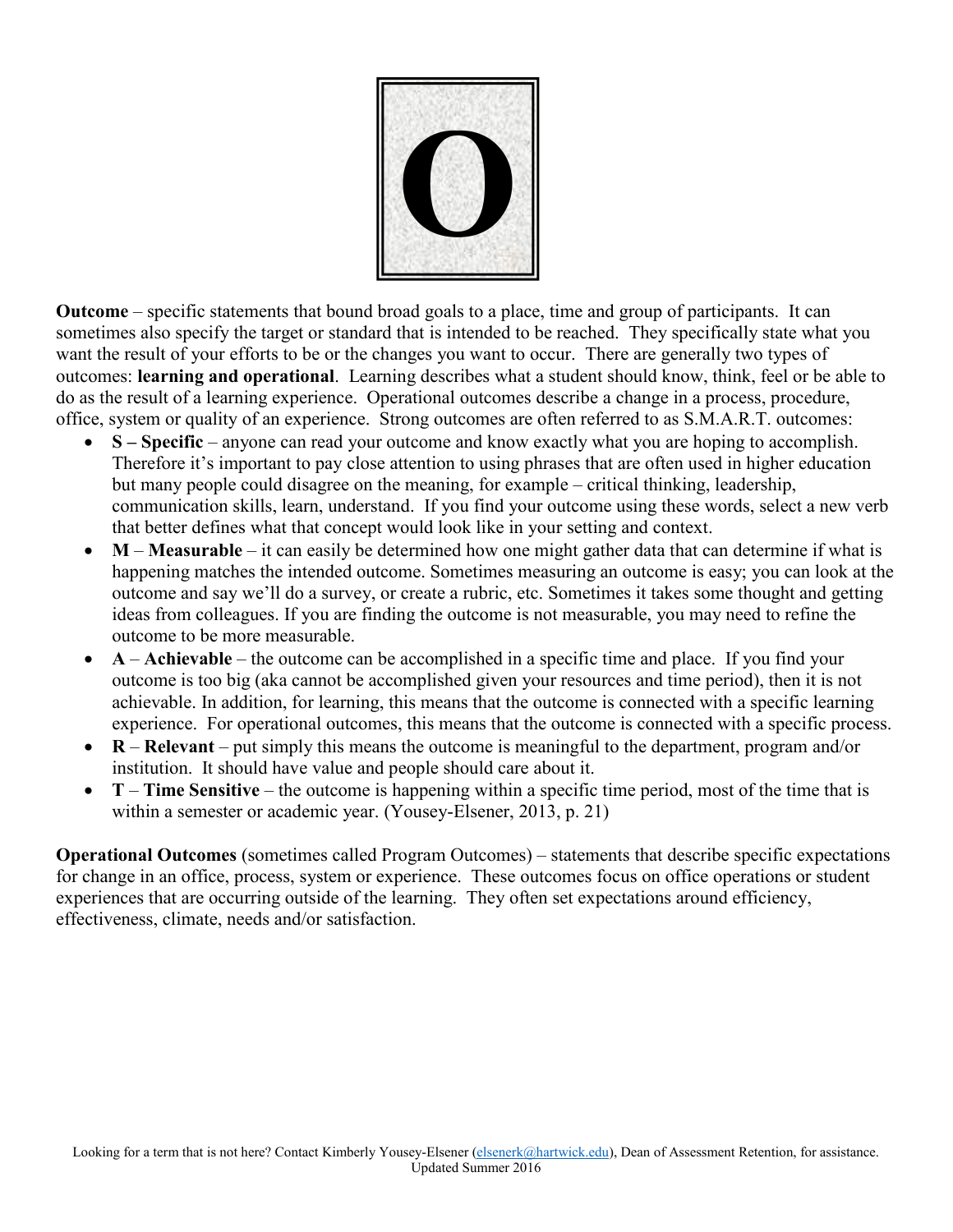# O

**Outcome** – specific statements that bound broad goals to a place, time and group of participants. It can sometimes also specify the target or standard that is intended to be reached. They specifically state what you want the result of your efforts to be or the changes you want to occur. There are generally two types of outcomes: **learning and operational**. Learning describes what a student should know, think, feel or be able to do as the result of a learning experience. Operational outcomes describe a change in a process, procedure, office, system or quality of an experience. Strong outcomes are often referred to as S.M.A.R.T. outcomes:

- **S – Specific** – anyone can read your outcome and know exactly what you are hoping to accomplish. Therefore it's important to pay close attention to using phrases that are often used in higher education but many people could disagree on the meaning, for example – critical thinking, leadership, communication skills, learn, understand. If you find your outcome using these words, select a new verb that better defines what that concept would look like in your setting and context.
- **M** – **Measurable** – it can easily be determined how one might gather data that can determine if what is happening matches the intended outcome. Sometimes measuring an outcome is easy; you can look at the outcome and say we'll do a survey, or create a rubric, etc. Sometimes it takes some thought and getting ideas from colleagues. If you are finding the outcome is not measurable, you may need to refine the outcome to be more measurable.
- **A** – **Achievable** – the outcome can be accomplished in a specific time and place. If you find your outcome is too big (aka cannot be accomplished given your resources and time period), then it is not achievable. In addition, for learning, this means that the outcome is connected with a specific learning experience. For operational outcomes, this means that the outcome is connected with a specific process.
- **R** – **Relevant** – put simply this means the outcome is meaningful to the department, program and/or institution. It should have value and people should care about it.
- **T** – **Time Sensitive** – the outcome is happening within a specific time period, most of the time that is within a semester or academic year. (Yousey-Elsener, 2013, p. 21)

**Operational Outcomes** (sometimes called Program Outcomes) – statements that describe specific expectations for change in an office, process, system or experience. These outcomes focus on office operations or student experiences that are occurring outside of the learning. They often set expectations around efficiency, effectiveness, climate, needs and/or satisfaction.

Looking for a term that is not here? Contact Kimberly Yousey-Elsener (elsenerk@hartwick.edu), Dean of Assessment Retention, for assistance.
Updated Summer 2016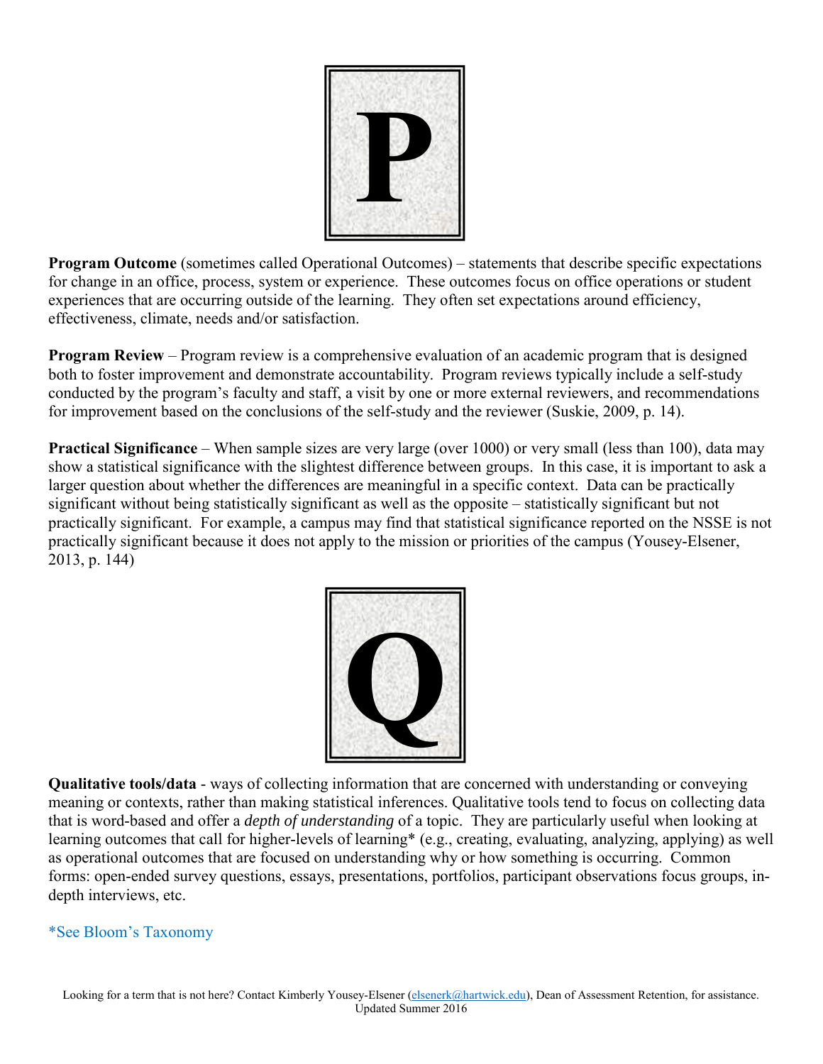# P

**Program Outcome** (sometimes called Operational Outcomes) – statements that describe specific expectations for change in an office, process, system or experience. These outcomes focus on office operations or student experiences that are occurring outside of the learning. They often set expectations around efficiency, effectiveness, climate, needs and/or satisfaction.

**Program Review** – Program review is a comprehensive evaluation of an academic program that is designed both to foster improvement and demonstrate accountability. Program reviews typically include a self-study conducted by the program's faculty and staff, a visit by one or more external reviewers, and recommendations for improvement based on the conclusions of the self-study and the reviewer (Suskie, 2009, p. 14).

**Practical Significance** – When sample sizes are very large (over 1000) or very small (less than 100), data may show a statistical significance with the slightest difference between groups. In this case, it is important to ask a larger question about whether the differences are meaningful in a specific context. Data can be practically significant without being statistically significant as well as the opposite – statistically significant but not practically significant. For example, a campus may find that statistical significance reported on the NSSE is not practically significant because it does not apply to the mission or priorities of the campus (Yousey-Elsener, 2013, p. 144)

# Q

**Qualitative tools/data** - ways of collecting information that are concerned with understanding or conveying meaning or contexts, rather than making statistical inferences. Qualitative tools tend to focus on collecting data that is word-based and offer a *depth of understanding* of a topic. They are particularly useful when looking at learning outcomes that call for higher-levels of learning* (e.g., creating, evaluating, analyzing, applying) as well as operational outcomes that are focused on understanding why or how something is occurring. Common forms: open-ended survey questions, essays, presentations, portfolios, participant observations focus groups, in-depth interviews, etc.

*See Bloom's Taxonomy

Looking for a term that is not here? Contact Kimberly Yousey-Elsener (elsenerk@hartwick.edu), Dean of Assessment Retention, for assistance.
Updated Summer 2016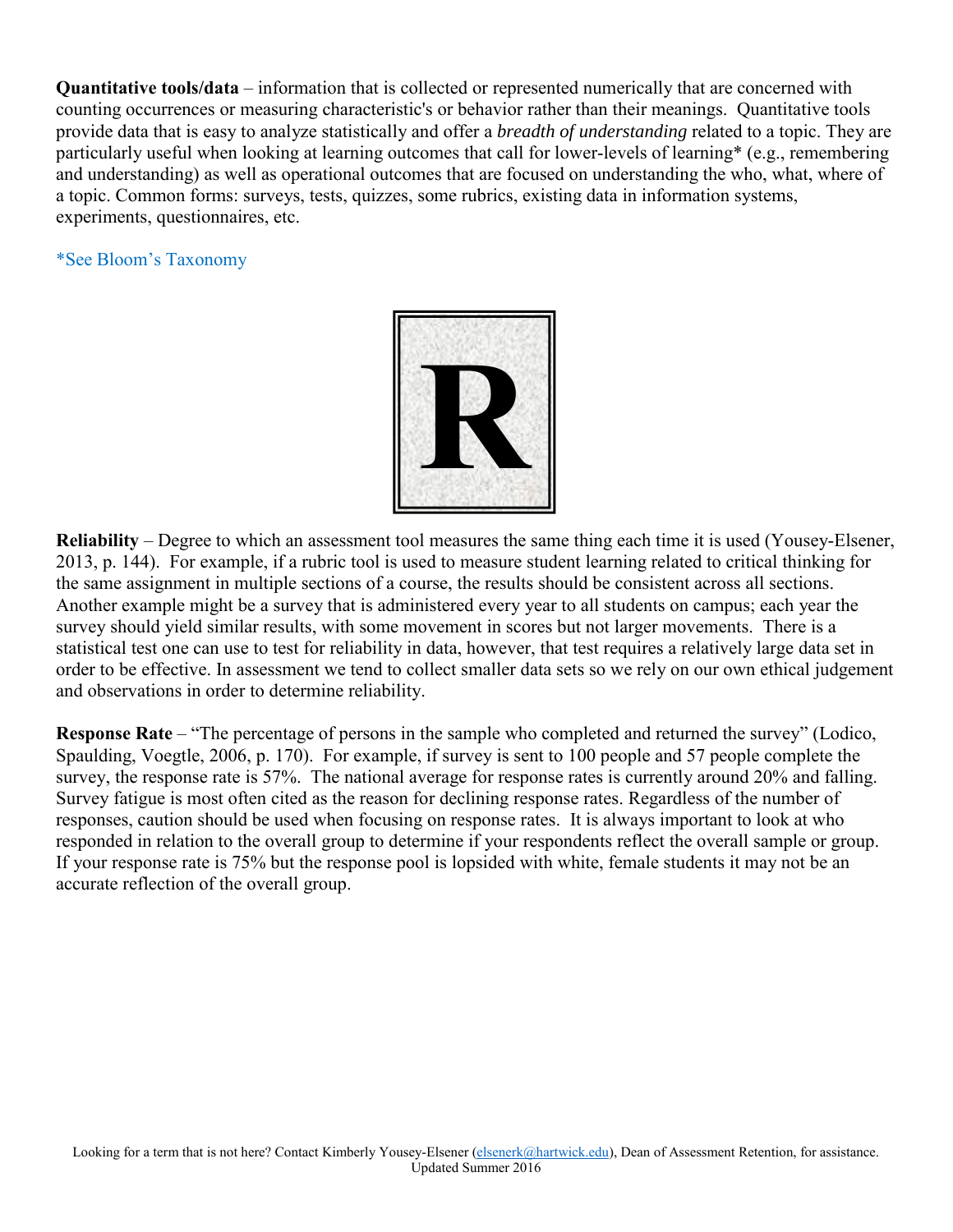**Quantitative tools/data** – information that is collected or represented numerically that are concerned with counting occurrences or measuring characteristic's or behavior rather than their meanings. Quantitative tools provide data that is easy to analyze statistically and offer a *breadth of understanding* related to a topic. They are particularly useful when looking at learning outcomes that call for lower-levels of learning* (e.g., remembering and understanding) as well as operational outcomes that are focused on understanding the who, what, where of a topic. Common forms: surveys, tests, quizzes, some rubrics, existing data in information systems, experiments, questionnaires, etc.

*See Bloom's Taxonomy

# R

**Reliability** – Degree to which an assessment tool measures the same thing each time it is used (Yousey-Elsener, 2013, p. 144). For example, if a rubric tool is used to measure student learning related to critical thinking for the same assignment in multiple sections of a course, the results should be consistent across all sections. Another example might be a survey that is administered every year to all students on campus; each year the survey should yield similar results, with some movement in scores but not larger movements. There is a statistical test one can use to test for reliability in data, however, that test requires a relatively large data set in order to be effective. In assessment we tend to collect smaller data sets so we rely on our own ethical judgement and observations in order to determine reliability.

**Response Rate** – "The percentage of persons in the sample who completed and returned the survey" (Lodico, Spaulding, Voegtle, 2006, p. 170). For example, if survey is sent to 100 people and 57 people complete the survey, the response rate is 57%. The national average for response rates is currently around 20% and falling. Survey fatigue is most often cited as the reason for declining response rates. Regardless of the number of responses, caution should be used when focusing on response rates. It is always important to look at who responded in relation to the overall group to determine if your respondents reflect the overall sample or group. If your response rate is 75% but the response pool is lopsided with white, female students it may not be an accurate reflection of the overall group.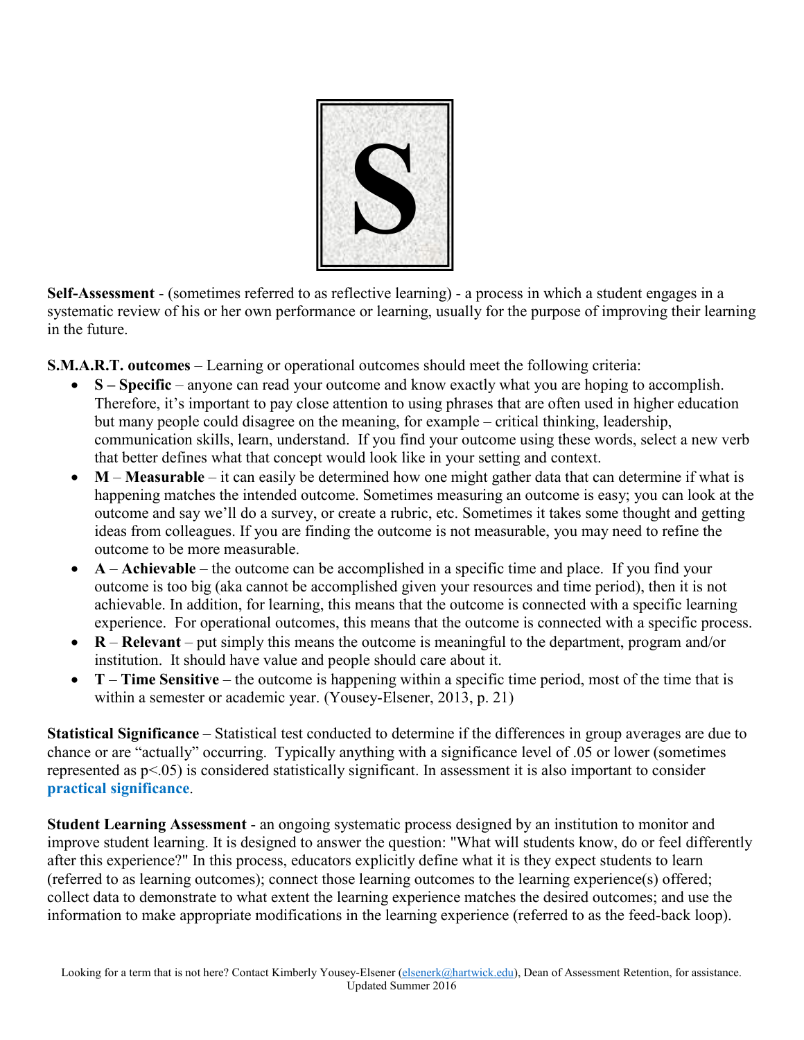# S

**Self-Assessment** - (sometimes referred to as reflective learning) - a process in which a student engages in a systematic review of his or her own performance or learning, usually for the purpose of improving their learning in the future.

**S.M.A.R.T. outcomes** – Learning or operational outcomes should meet the following criteria:

- **S – Specific** – anyone can read your outcome and know exactly what you are hoping to accomplish. Therefore, it's important to pay close attention to using phrases that are often used in higher education but many people could disagree on the meaning, for example – critical thinking, leadership, communication skills, learn, understand. If you find your outcome using these words, select a new verb that better defines what that concept would look like in your setting and context.
- **M** – **Measurable** – it can easily be determined how one might gather data that can determine if what is happening matches the intended outcome. Sometimes measuring an outcome is easy; you can look at the outcome and say we'll do a survey, or create a rubric, etc. Sometimes it takes some thought and getting ideas from colleagues. If you are finding the outcome is not measurable, you may need to refine the outcome to be more measurable.
- **A** – **Achievable** – the outcome can be accomplished in a specific time and place. If you find your outcome is too big (aka cannot be accomplished given your resources and time period), then it is not achievable. In addition, for learning, this means that the outcome is connected with a specific learning experience. For operational outcomes, this means that the outcome is connected with a specific process.
- **R** – **Relevant** – put simply this means the outcome is meaningful to the department, program and/or institution. It should have value and people should care about it.
- **T** – **Time Sensitive** – the outcome is happening within a specific time period, most of the time that is within a semester or academic year. (Yousey-Elsener, 2013, p. 21)

**Statistical Significance** – Statistical test conducted to determine if the differences in group averages are due to chance or are "actually" occurring. Typically anything with a significance level of .05 or lower (sometimes represented as $p<.05$) is considered statistically significant. In assessment it is also important to consider **practical significance**.

**Student Learning Assessment** - an ongoing systematic process designed by an institution to monitor and improve student learning. It is designed to answer the question: "What will students know, do or feel differently after this experience?" In this process, educators explicitly define what it is they expect students to learn (referred to as learning outcomes); connect those learning outcomes to the learning experience(s) offered; collect data to demonstrate to what extent the learning experience matches the desired outcomes; and use the information to make appropriate modifications in the learning experience (referred to as the feed-back loop).

Looking for a term that is not here? Contact Kimberly Yousey-Elsener (elsenerk@hartwick.edu), Dean of Assessment Retention, for assistance.
Updated Summer 2016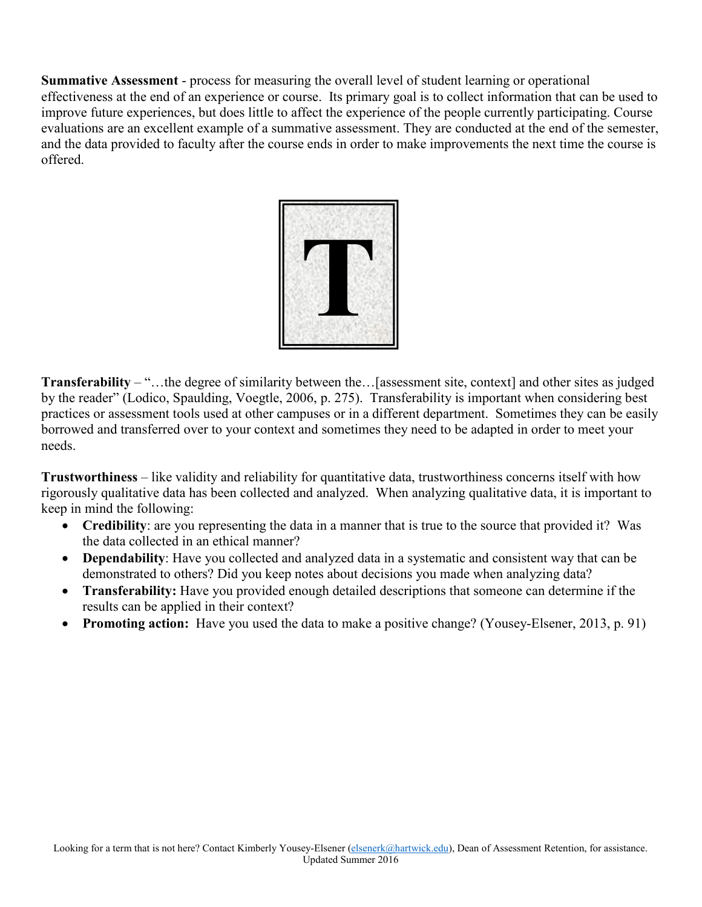**Summative Assessment** - process for measuring the overall level of student learning or operational effectiveness at the end of an experience or course. Its primary goal is to collect information that can be used to improve future experiences, but does little to affect the experience of the people currently participating. Course evaluations are an excellent example of a summative assessment. They are conducted at the end of the semester, and the data provided to faculty after the course ends in order to make improvements the next time the course is offered.

# T

**Transferability** – "…the degree of similarity between the…[assessment site, context] and other sites as judged by the reader" (Lodico, Spaulding, Voegtle, 2006, p. 275). Transferability is important when considering best practices or assessment tools used at other campuses or in a different department. Sometimes they can be easily borrowed and transferred over to your context and sometimes they need to be adapted in order to meet your needs.

**Trustworthiness** – like validity and reliability for quantitative data, trustworthiness concerns itself with how rigorously qualitative data has been collected and analyzed. When analyzing qualitative data, it is important to keep in mind the following:

- **Credibility**: are you representing the data in a manner that is true to the source that provided it? Was the data collected in an ethical manner?
- **Dependability**: Have you collected and analyzed data in a systematic and consistent way that can be demonstrated to others? Did you keep notes about decisions you made when analyzing data?
- **Transferability:** Have you provided enough detailed descriptions that someone can determine if the results can be applied in their context?
- **Promoting action:** Have you used the data to make a positive change? (Yousey-Elsener, 2013, p. 91)

Looking for a term that is not here? Contact Kimberly Yousey-Elsener (elsenerk@hartwick.edu), Dean of Assessment Retention, for assistance.
Updated Summer 2016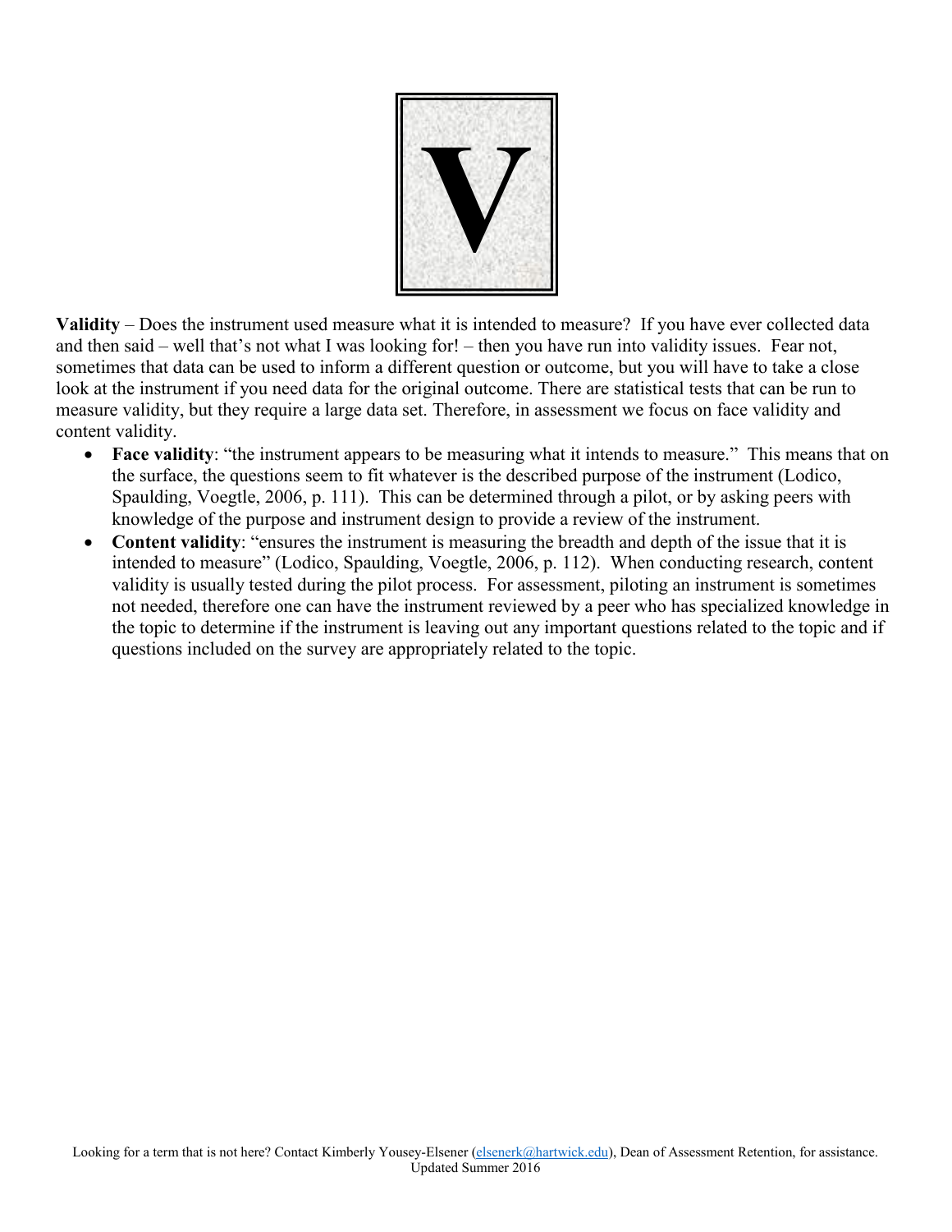# V

**Validity** – Does the instrument used measure what it is intended to measure? If you have ever collected data and then said – well that's not what I was looking for! – then you have run into validity issues. Fear not, sometimes that data can be used to inform a different question or outcome, but you will have to take a close look at the instrument if you need data for the original outcome. There are statistical tests that can be run to measure validity, but they require a large data set. Therefore, in assessment we focus on face validity and content validity.

- **Face validity**: "the instrument appears to be measuring what it intends to measure." This means that on the surface, the questions seem to fit whatever is the described purpose of the instrument (Lodico, Spaulding, Voegtle, 2006, p. 111). This can be determined through a pilot, or by asking peers with knowledge of the purpose and instrument design to provide a review of the instrument.
- **Content validity**: "ensures the instrument is measuring the breadth and depth of the issue that it is intended to measure" (Lodico, Spaulding, Voegtle, 2006, p. 112). When conducting research, content validity is usually tested during the pilot process. For assessment, piloting an instrument is sometimes not needed, therefore one can have the instrument reviewed by a peer who has specialized knowledge in the topic to determine if the instrument is leaving out any important questions related to the topic and if questions included on the survey are appropriately related to the topic.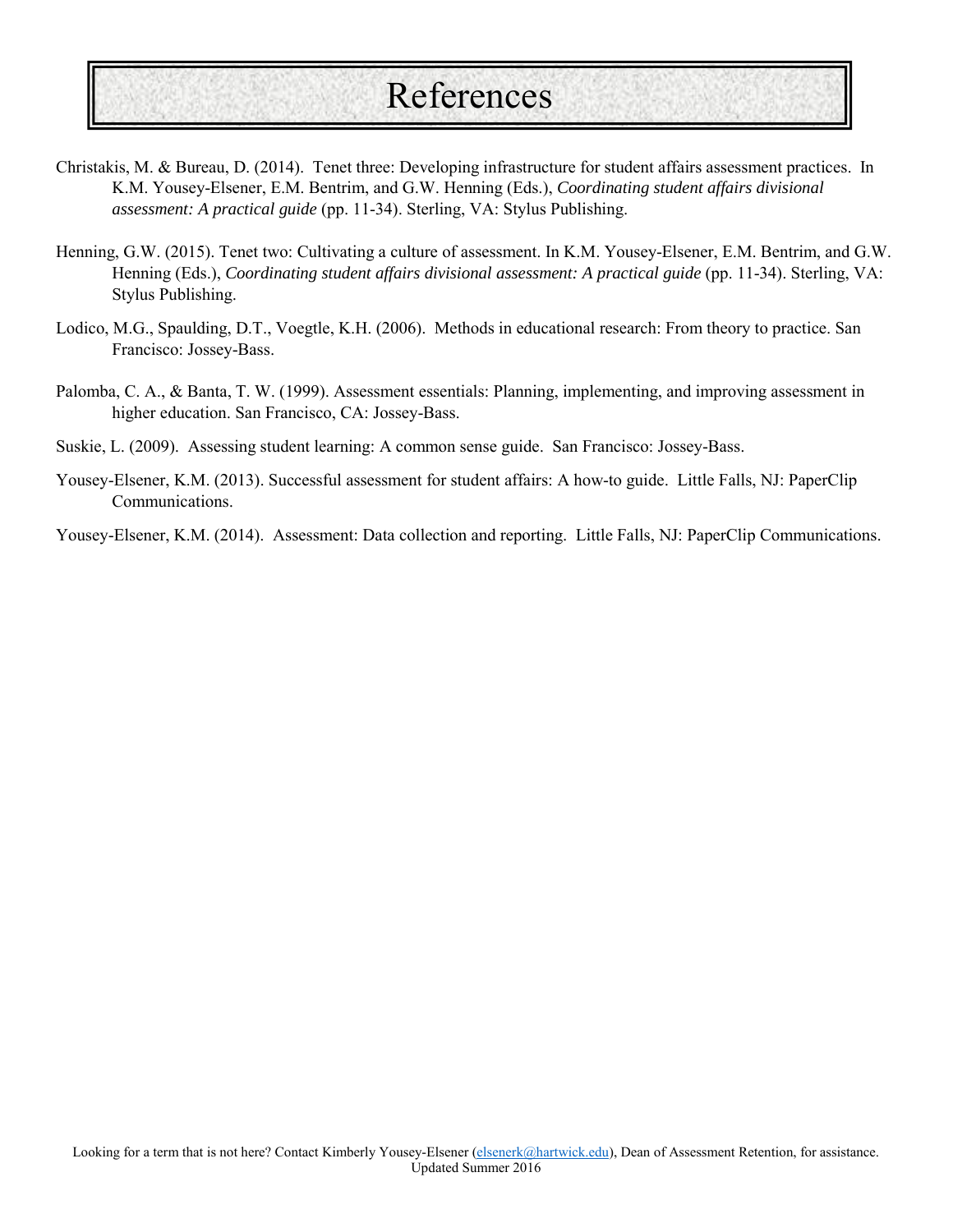# References

Christakis, M. & Bureau, D. (2014). Tenet three: Developing infrastructure for student affairs assessment practices. In K.M. Yousey-Elsener, E.M. Bentrim, and G.W. Henning (Eds.), *Coordinating student affairs divisional assessment: A practical guide* (pp. 11-34). Sterling, VA: Stylus Publishing.

Henning, G.W. (2015). Tenet two: Cultivating a culture of assessment. In K.M. Yousey-Elsener, E.M. Bentrim, and G.W. Henning (Eds.), *Coordinating student affairs divisional assessment: A practical guide* (pp. 11-34). Sterling, VA: Stylus Publishing.

Lodico, M.G., Spaulding, D.T., Voegtle, K.H. (2006). Methods in educational research: From theory to practice. San Francisco: Jossey-Bass.

Palomba, C. A., & Banta, T. W. (1999). Assessment essentials: Planning, implementing, and improving assessment in higher education. San Francisco, CA: Jossey-Bass.

Suskie, L. (2009). Assessing student learning: A common sense guide. San Francisco: Jossey-Bass.

Yousey-Elsener, K.M. (2013). Successful assessment for student affairs: A how-to guide. Little Falls, NJ: PaperClip Communications.

Yousey-Elsener, K.M. (2014). Assessment: Data collection and reporting. Little Falls, NJ: PaperClip Communications.

Looking for a term that is not here? Contact Kimberly Yousey-Elsener (elsenerk@hartwick.edu), Dean of Assessment Retention, for assistance.
Updated Summer 2016